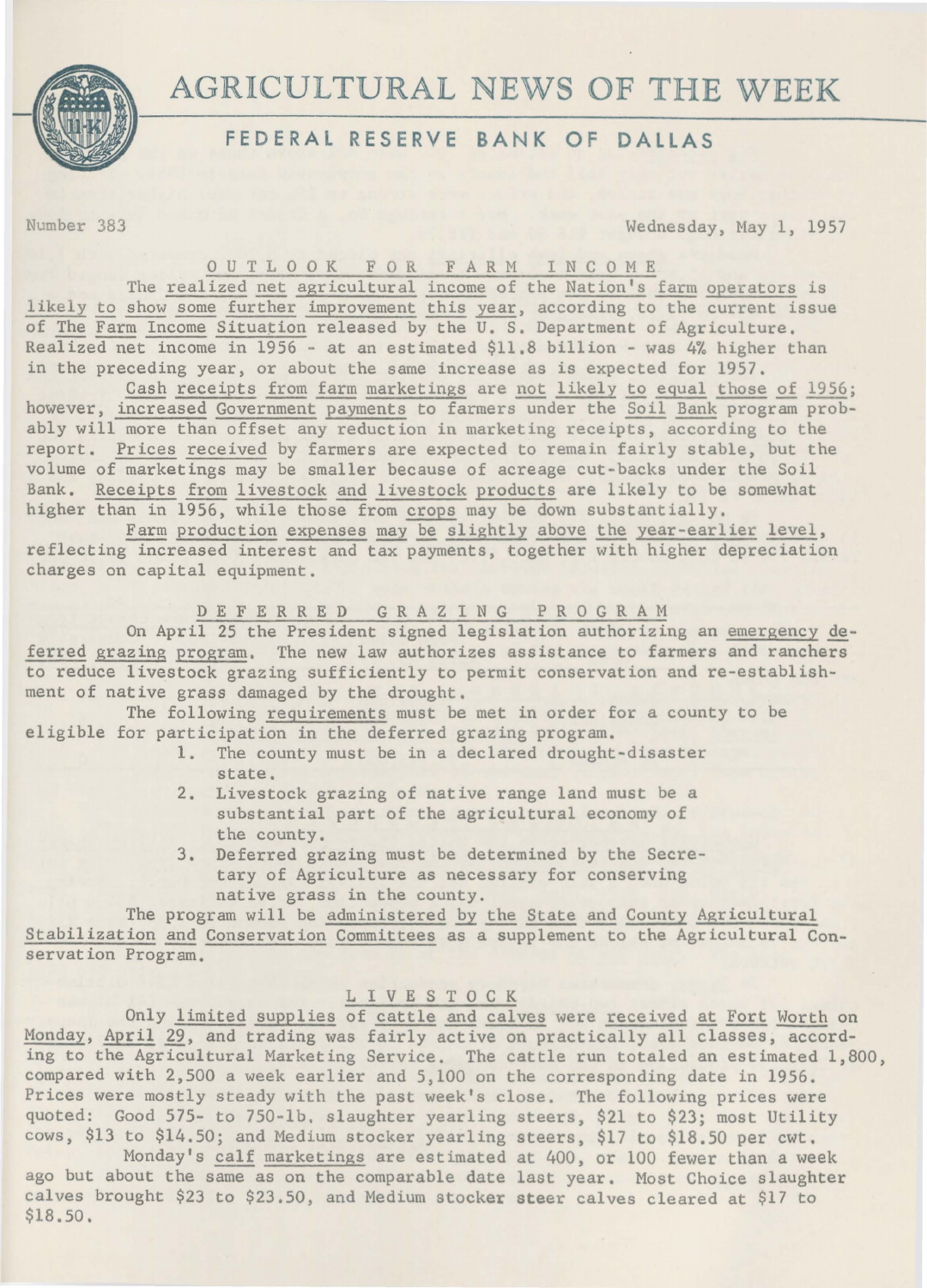# AGRICULTURAL NEWS OF THE WEEK

## FEDERAL RESERVE BANK OF DALLAS

Number 383 — Wednesday, May 1, 1957

### OUTLOOK FOR FARM INCOME

The realized net agricultural income of the Nation's farm operators is likely to show some further improvement this year, according to the current issue of The Farm Income Situation released by the U. S. Department of Agriculture. Realized net income in 1956 - at an estimated $11.8 billion - was 4% higher than in the preceding year, or about the same increase as is expected for 1957.

Cash receipts from farm marketings are not likely to equal those of 1956; however, increased Government payments to farmers under the Soil Bank program probably will more than offset any reduction in marketing receipts, according to the report. Prices received by farmers are expected to remain fairly stable, but the volume of marketings may be smaller because of acreage cut-backs under the Soil Bank. Receipts from livestock and livestock products are likely to be somewhat higher than in 1956, while those from crops may be down substantially.

Farm production expenses may be slightly above the year-earlier level, reflecting increased interest and tax payments, together with higher depreciation charges on capital equipment.

### DEFERRED GRAZING PROGRAM

On April 25 the President signed legislation authorizing an emergency deferred grazing program. The new law authorizes assistance to farmers and ranchers to reduce livestock grazing sufficiently to permit conservation and re-establishment of native grass damaged by the drought.

The following requirements must be met in order for a county to be eligible for participation in the deferred grazing program.

1. The county must be in a declared drought-disaster state.
2. Livestock grazing of native range land must be a substantial part of the agricultural economy of the county.
3. Deferred grazing must be determined by the Secretary of Agriculture as necessary for conserving native grass in the county.

The program will be administered by the State and County Agricultural Stabilization and Conservation Committees as a supplement to the Agricultural Conservation Program.

### LIVESTOCK

Only limited supplies of cattle and calves were received at Fort Worth on Monday, April 29, and trading was fairly active on practically all classes, according to the Agricultural Marketing Service. The cattle run totaled an estimated 1,800, compared with 2,500 a week earlier and 5,100 on the corresponding date in 1956. Prices were mostly steady with the past week's close. The following prices were quoted: Good 575- to 750-lb. slaughter yearling steers, $21 to $23; most Utility cows, $13 to $14.50; and Medium stocker yearling steers, $17 to $18.50 per cwt.

Monday's calf marketings are estimated at 400, or 100 fewer than a week ago but about the same as on the comparable date last year. Most Choice slaughter calves brought $23 to $23.50, and Medium stocker steer calves cleared at $17 to $18.50.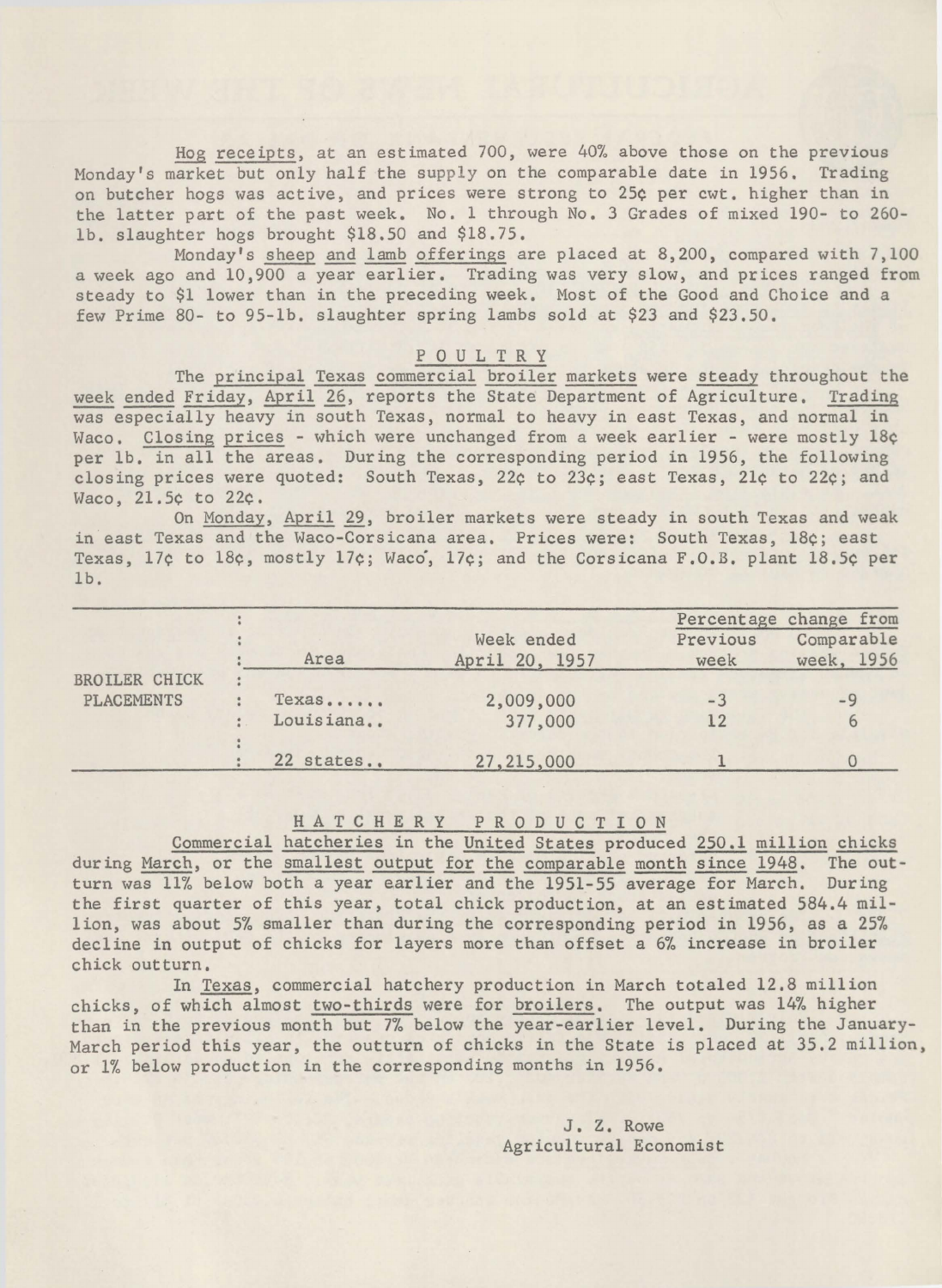Hog receipts, at an estimated 700, were 40% above those on the previous Monday's market but only half the supply on the comparable date in 1956. Trading on butcher hogs was active, and prices were strong to 25¢ per cwt. higher than in the latter part of the past week. No. 1 through No. 3 Grades of mixed 190- to 260-lb. slaughter hogs brought $18.50 and $18.75.

Monday's sheep and lamb offerings are placed at 8,200, compared with 7,100 a week ago and 10,900 a year earlier. Trading was very slow, and prices ranged from steady to $1 lower than in the preceding week. Most of the Good and Choice and a few Prime 80- to 95-lb. slaughter spring lambs sold at $23 and $23.50.

## POULTRY

The principal Texas commercial broiler markets were steady throughout the week ended Friday, April 26, reports the State Department of Agriculture. Trading was especially heavy in south Texas, normal to heavy in east Texas, and normal in Waco. Closing prices - which were unchanged from a week earlier - were mostly 18¢ per lb. in all the areas. During the corresponding period in 1956, the following closing prices were quoted: South Texas, 22¢ to 23¢; east Texas, 21¢ to 22¢; and Waco, 21.5¢ to 22¢.

On Monday, April 29, broiler markets were steady in south Texas and weak in east Texas and the Waco-Corsicana area. Prices were: South Texas, 18¢; east Texas, 17¢ to 18¢, mostly 17¢; Waco, 17¢; and the Corsicana F.O.B. plant 18.5¢ per lb.

| | Area | Week ended April 20, 1957 | Percentage change from Previous week | Percentage change from Comparable week, 1956 |
|---|---|---|---|---|
| BROILER CHICK PLACEMENTS | Texas...... | 2,009,000 | -3 | -9 |
| | Louisiana.. | 377,000 | 12 | 6 |
| | 22 states.. | 27,215,000 | 1 | 0 |

## HATCHERY PRODUCTION

Commercial hatcheries in the United States produced 250.1 million chicks during March, or the smallest output for the comparable month since 1948. The outturn was 11% below both a year earlier and the 1951-55 average for March. During the first quarter of this year, total chick production, at an estimated 584.4 million, was about 5% smaller than during the corresponding period in 1956, as a 25% decline in output of chicks for layers more than offset a 6% increase in broiler chick outturn.

In Texas, commercial hatchery production in March totaled 12.8 million chicks, of which almost two-thirds were for broilers. The output was 14% higher than in the previous month but 7% below the year-earlier level. During the January-March period this year, the outturn of chicks in the State is placed at 35.2 million, or 1% below production in the corresponding months in 1956.

J. Z. Rowe
Agricultural Economist